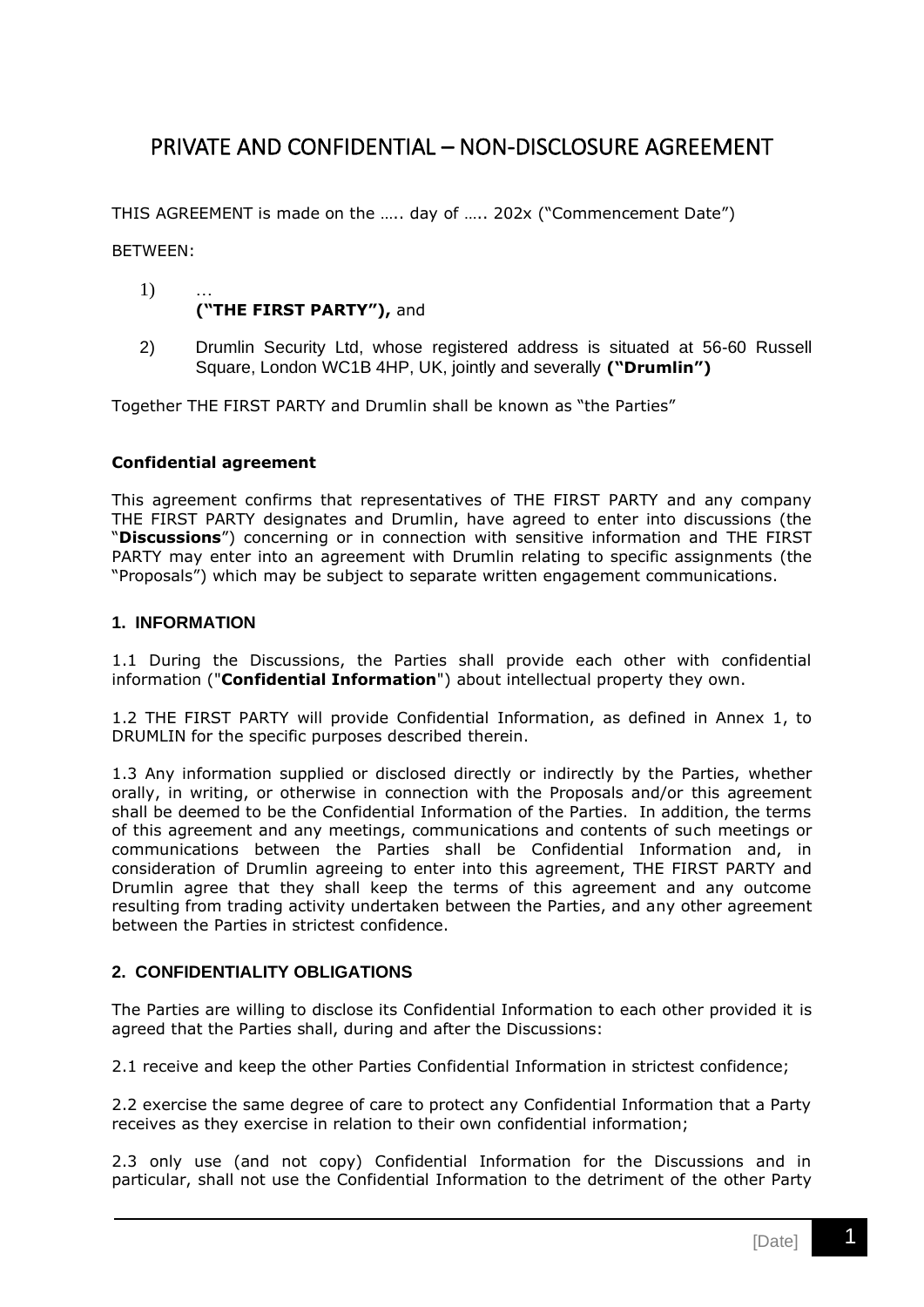# PRIVATE AND CONFIDENTIAL – NON-DISCLOSURE AGREEMENT

THIS AGREEMENT is made on the ….. day of ….. 202x ("Commencement Date")

BETWEEN:

1) …
   **("THE FIRST PARTY"),** and

2) Drumlin Security Ltd, whose registered address is situated at 56-60 Russell Square, London WC1B 4HP, UK, jointly and severally **("Drumlin")**

Together THE FIRST PARTY and Drumlin shall be known as "the Parties"

**Confidential agreement**

This agreement confirms that representatives of THE FIRST PARTY and any company THE FIRST PARTY designates and Drumlin, have agreed to enter into discussions (the "**Discussions**") concerning or in connection with sensitive information and THE FIRST PARTY may enter into an agreement with Drumlin relating to specific assignments (the "Proposals") which may be subject to separate written engagement communications.

## 1. INFORMATION

1.1 During the Discussions, the Parties shall provide each other with confidential information ("**Confidential Information**") about intellectual property they own.

1.2 THE FIRST PARTY will provide Confidential Information, as defined in Annex 1, to DRUMLIN for the specific purposes described therein.

1.3 Any information supplied or disclosed directly or indirectly by the Parties, whether orally, in writing, or otherwise in connection with the Proposals and/or this agreement shall be deemed to be the Confidential Information of the Parties. In addition, the terms of this agreement and any meetings, communications and contents of such meetings or communications between the Parties shall be Confidential Information and, in consideration of Drumlin agreeing to enter into this agreement, THE FIRST PARTY and Drumlin agree that they shall keep the terms of this agreement and any outcome resulting from trading activity undertaken between the Parties, and any other agreement between the Parties in strictest confidence.

## 2. CONFIDENTIALITY OBLIGATIONS

The Parties are willing to disclose its Confidential Information to each other provided it is agreed that the Parties shall, during and after the Discussions:

2.1 receive and keep the other Parties Confidential Information in strictest confidence;

2.2 exercise the same degree of care to protect any Confidential Information that a Party receives as they exercise in relation to their own confidential information;

2.3 only use (and not copy) Confidential Information for the Discussions and in particular, shall not use the Confidential Information to the detriment of the other Party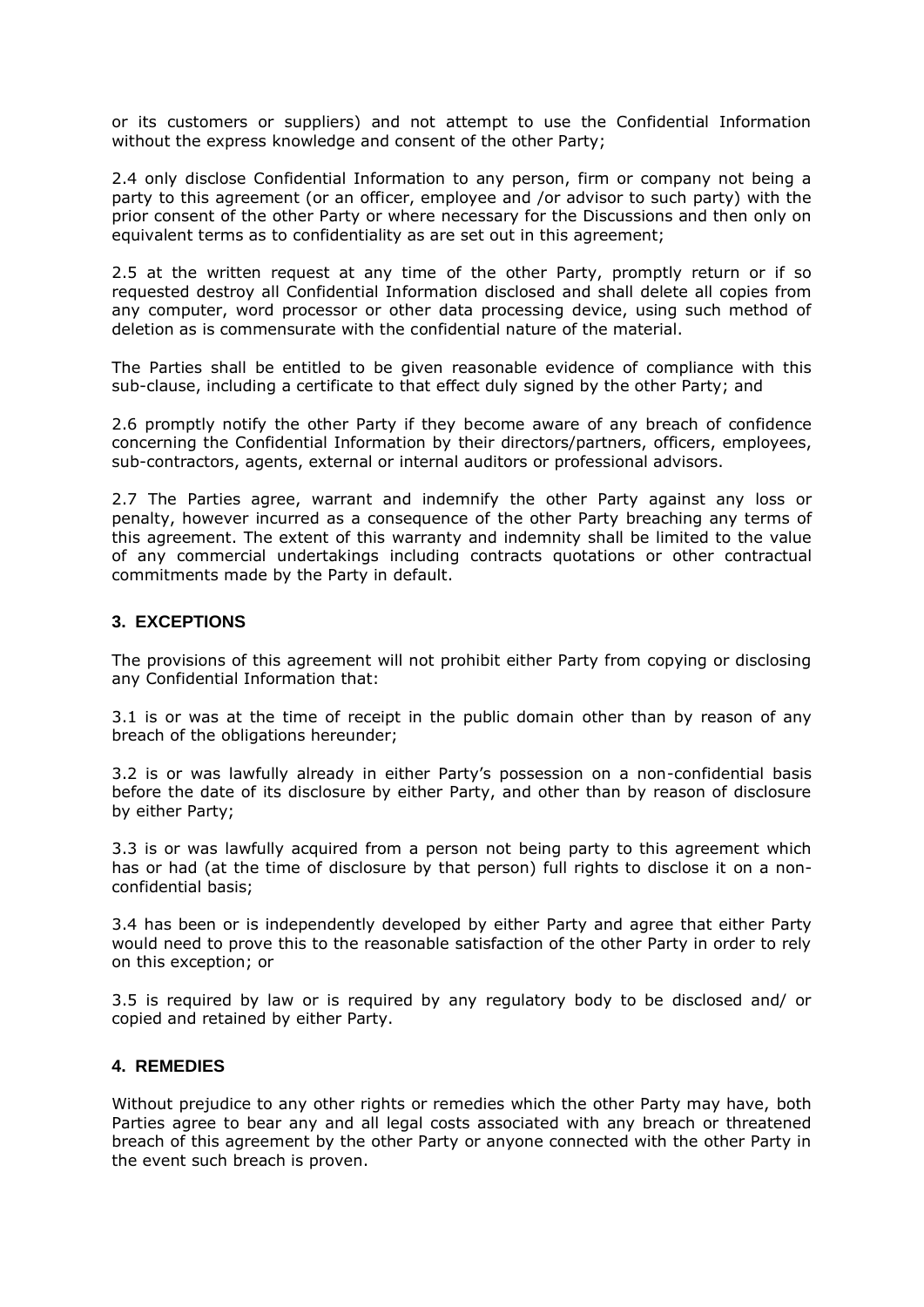or its customers or suppliers) and not attempt to use the Confidential Information without the express knowledge and consent of the other Party;

2.4 only disclose Confidential Information to any person, firm or company not being a party to this agreement (or an officer, employee and /or advisor to such party) with the prior consent of the other Party or where necessary for the Discussions and then only on equivalent terms as to confidentiality as are set out in this agreement;

2.5 at the written request at any time of the other Party, promptly return or if so requested destroy all Confidential Information disclosed and shall delete all copies from any computer, word processor or other data processing device, using such method of deletion as is commensurate with the confidential nature of the material.

The Parties shall be entitled to be given reasonable evidence of compliance with this sub-clause, including a certificate to that effect duly signed by the other Party; and

2.6 promptly notify the other Party if they become aware of any breach of confidence concerning the Confidential Information by their directors/partners, officers, employees, sub-contractors, agents, external or internal auditors or professional advisors.

2.7 The Parties agree, warrant and indemnify the other Party against any loss or penalty, however incurred as a consequence of the other Party breaching any terms of this agreement. The extent of this warranty and indemnity shall be limited to the value of any commercial undertakings including contracts quotations or other contractual commitments made by the Party in default.

### 3. EXCEPTIONS

The provisions of this agreement will not prohibit either Party from copying or disclosing any Confidential Information that:

3.1 is or was at the time of receipt in the public domain other than by reason of any breach of the obligations hereunder;

3.2 is or was lawfully already in either Party's possession on a non-confidential basis before the date of its disclosure by either Party, and other than by reason of disclosure by either Party;

3.3 is or was lawfully acquired from a person not being party to this agreement which has or had (at the time of disclosure by that person) full rights to disclose it on a non-confidential basis;

3.4 has been or is independently developed by either Party and agree that either Party would need to prove this to the reasonable satisfaction of the other Party in order to rely on this exception; or

3.5 is required by law or is required by any regulatory body to be disclosed and/ or copied and retained by either Party.

### 4. REMEDIES

Without prejudice to any other rights or remedies which the other Party may have, both Parties agree to bear any and all legal costs associated with any breach or threatened breach of this agreement by the other Party or anyone connected with the other Party in the event such breach is proven.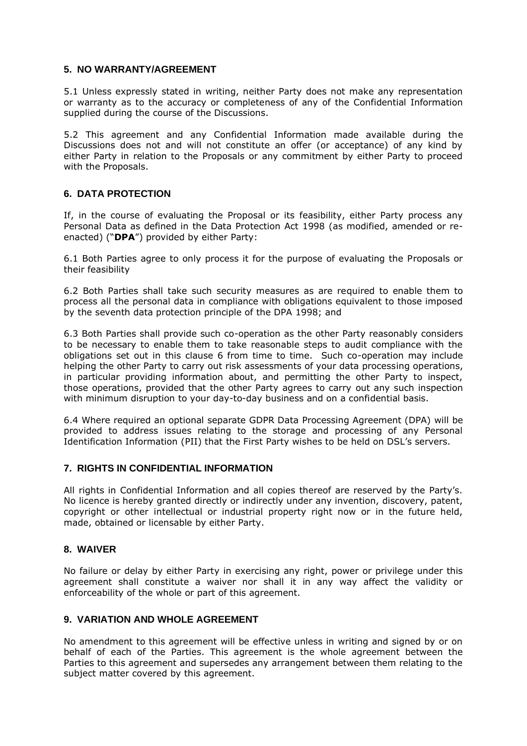## 5. NO WARRANTY/AGREEMENT

5.1 Unless expressly stated in writing, neither Party does not make any representation or warranty as to the accuracy or completeness of any of the Confidential Information supplied during the course of the Discussions.

5.2 This agreement and any Confidential Information made available during the Discussions does not and will not constitute an offer (or acceptance) of any kind by either Party in relation to the Proposals or any commitment by either Party to proceed with the Proposals.

## 6. DATA PROTECTION

If, in the course of evaluating the Proposal or its feasibility, either Party process any Personal Data as defined in the Data Protection Act 1998 (as modified, amended or re-enacted) ("**DPA**") provided by either Party:

6.1 Both Parties agree to only process it for the purpose of evaluating the Proposals or their feasibility

6.2 Both Parties shall take such security measures as are required to enable them to process all the personal data in compliance with obligations equivalent to those imposed by the seventh data protection principle of the DPA 1998; and

6.3 Both Parties shall provide such co-operation as the other Party reasonably considers to be necessary to enable them to take reasonable steps to audit compliance with the obligations set out in this clause 6 from time to time. Such co-operation may include helping the other Party to carry out risk assessments of your data processing operations, in particular providing information about, and permitting the other Party to inspect, those operations, provided that the other Party agrees to carry out any such inspection with minimum disruption to your day-to-day business and on a confidential basis.

6.4 Where required an optional separate GDPR Data Processing Agreement (DPA) will be provided to address issues relating to the storage and processing of any Personal Identification Information (PII) that the First Party wishes to be held on DSL's servers.

## 7. RIGHTS IN CONFIDENTIAL INFORMATION

All rights in Confidential Information and all copies thereof are reserved by the Party's. No licence is hereby granted directly or indirectly under any invention, discovery, patent, copyright or other intellectual or industrial property right now or in the future held, made, obtained or licensable by either Party.

## 8. WAIVER

No failure or delay by either Party in exercising any right, power or privilege under this agreement shall constitute a waiver nor shall it in any way affect the validity or enforceability of the whole or part of this agreement.

## 9. VARIATION AND WHOLE AGREEMENT

No amendment to this agreement will be effective unless in writing and signed by or on behalf of each of the Parties. This agreement is the whole agreement between the Parties to this agreement and supersedes any arrangement between them relating to the subject matter covered by this agreement.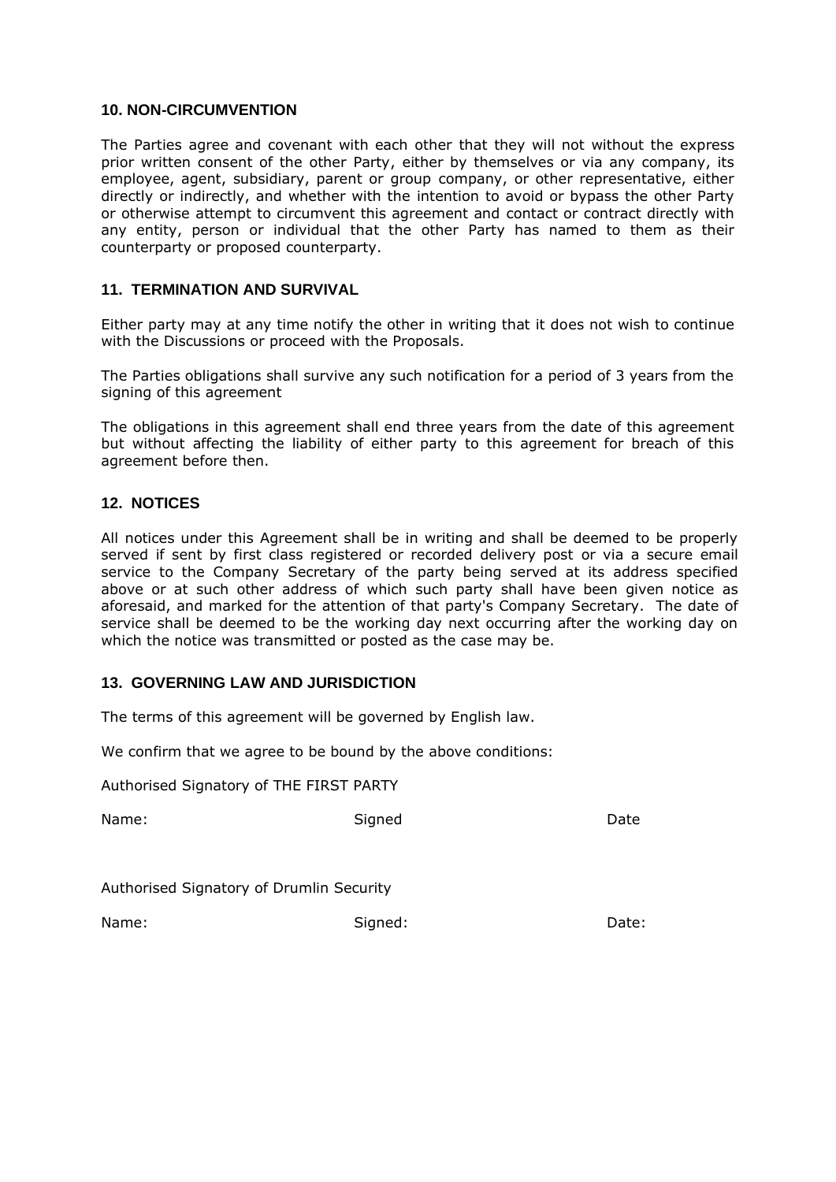## 10. NON-CIRCUMVENTION

The Parties agree and covenant with each other that they will not without the express prior written consent of the other Party, either by themselves or via any company, its employee, agent, subsidiary, parent or group company, or other representative, either directly or indirectly, and whether with the intention to avoid or bypass the other Party or otherwise attempt to circumvent this agreement and contact or contract directly with any entity, person or individual that the other Party has named to them as their counterparty or proposed counterparty.

## 11. TERMINATION AND SURVIVAL

Either party may at any time notify the other in writing that it does not wish to continue with the Discussions or proceed with the Proposals.

The Parties obligations shall survive any such notification for a period of 3 years from the signing of this agreement

The obligations in this agreement shall end three years from the date of this agreement but without affecting the liability of either party to this agreement for breach of this agreement before then.

## 12. NOTICES

All notices under this Agreement shall be in writing and shall be deemed to be properly served if sent by first class registered or recorded delivery post or via a secure email service to the Company Secretary of the party being served at its address specified above or at such other address of which such party shall have been given notice as aforesaid, and marked for the attention of that party's Company Secretary. The date of service shall be deemed to be the working day next occurring after the working day on which the notice was transmitted or posted as the case may be.

## 13. GOVERNING LAW AND JURISDICTION

The terms of this agreement will be governed by English law.

We confirm that we agree to be bound by the above conditions:

Authorised Signatory of THE FIRST PARTY

Name: Signed Date

Authorised Signatory of Drumlin Security

Name: Signed: Date: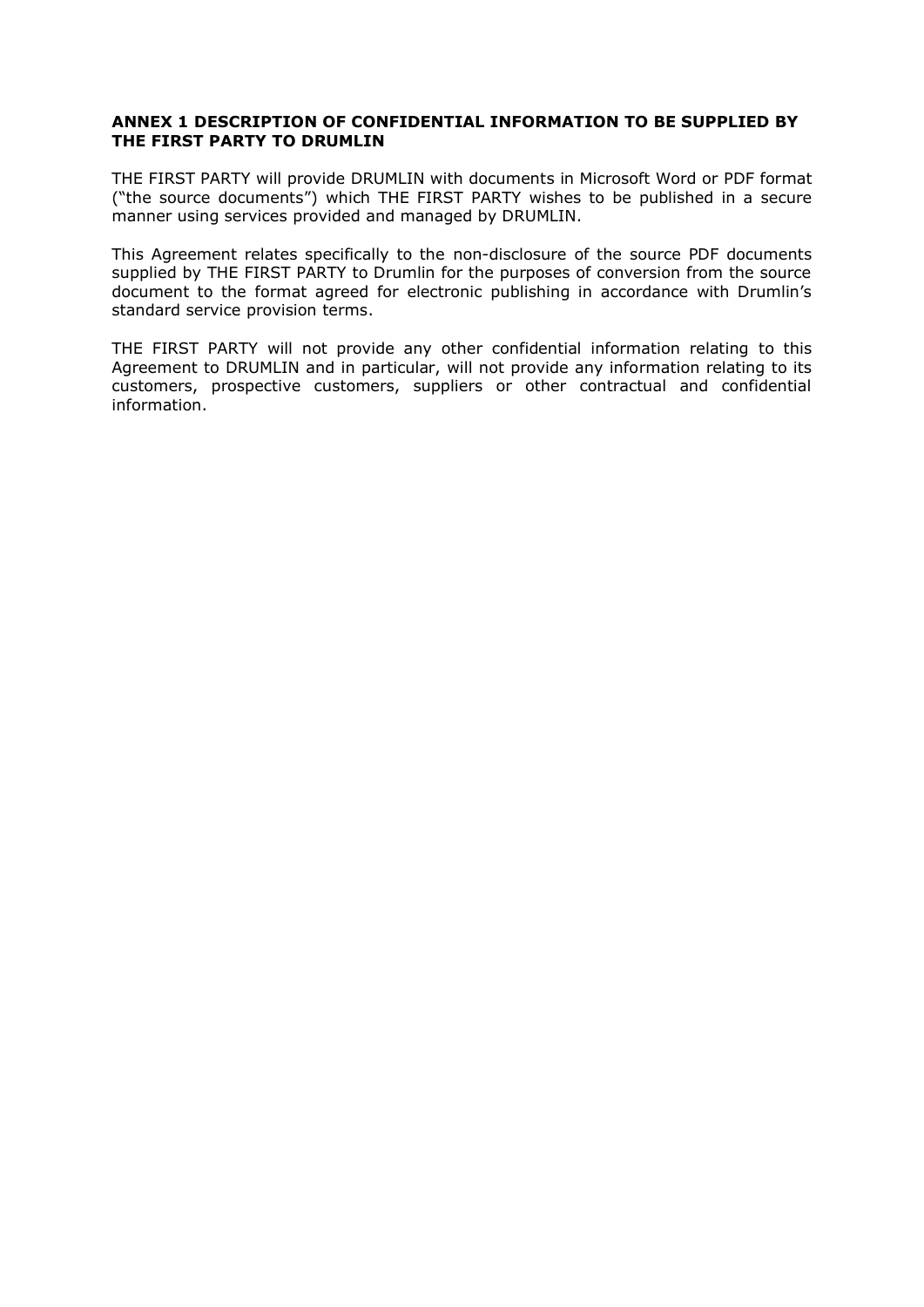## ANNEX 1 DESCRIPTION OF CONFIDENTIAL INFORMATION TO BE SUPPLIED BY THE FIRST PARTY TO DRUMLIN

THE FIRST PARTY will provide DRUMLIN with documents in Microsoft Word or PDF format ("the source documents") which THE FIRST PARTY wishes to be published in a secure manner using services provided and managed by DRUMLIN.

This Agreement relates specifically to the non-disclosure of the source PDF documents supplied by THE FIRST PARTY to Drumlin for the purposes of conversion from the source document to the format agreed for electronic publishing in accordance with Drumlin's standard service provision terms.

THE FIRST PARTY will not provide any other confidential information relating to this Agreement to DRUMLIN and in particular, will not provide any information relating to its customers, prospective customers, suppliers or other contractual and confidential information.